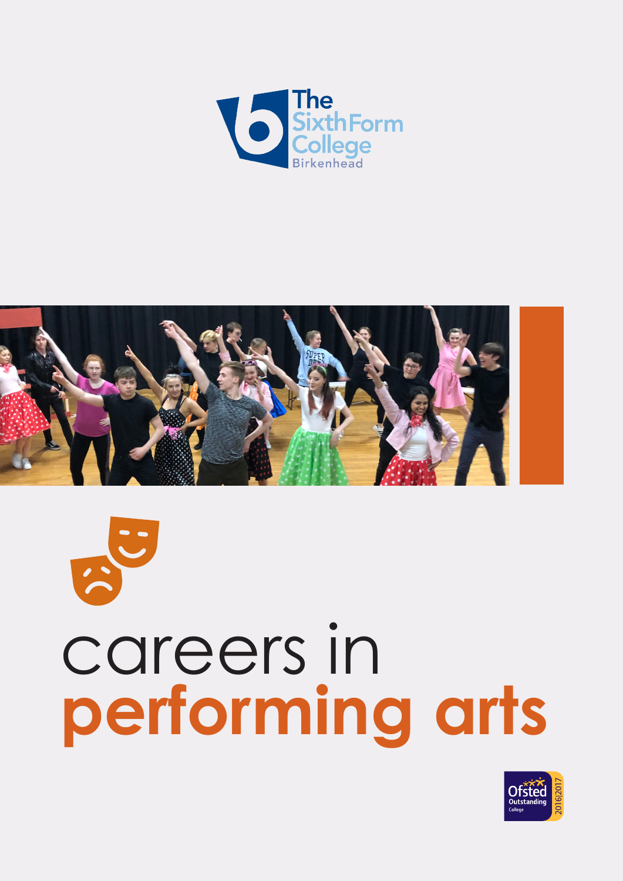The Sixth Form College Birkenhead

# careers in **performing arts**

Ofsted Outstanding College 2016|2017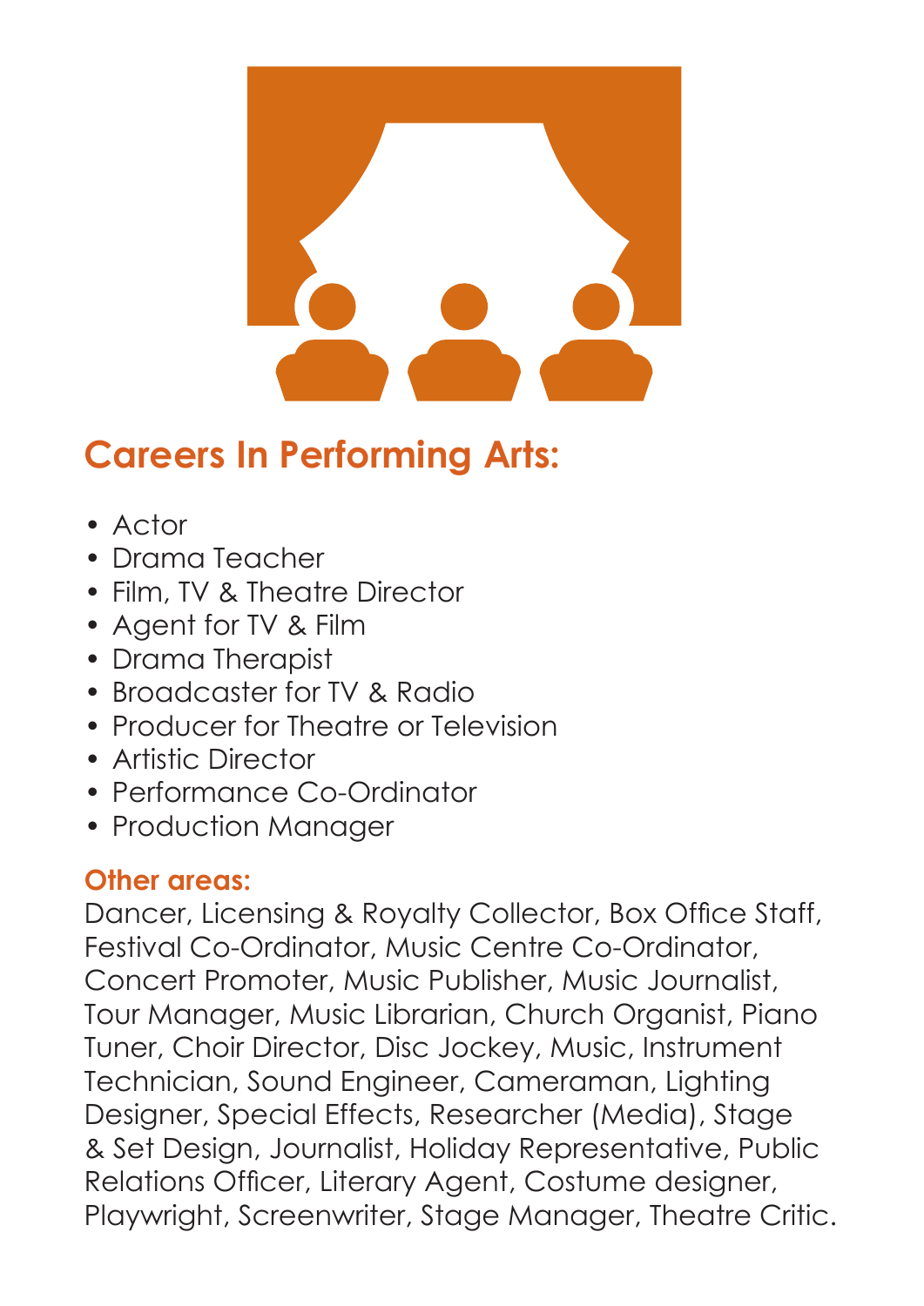## Careers In Performing Arts:

- Actor
- Drama Teacher
- Film, TV & Theatre Director
- Agent for TV & Film
- Drama Therapist
- Broadcaster for TV & Radio
- Producer for Theatre or Television
- Artistic Director
- Performance Co-Ordinator
- Production Manager

### Other areas:

Dancer, Licensing & Royalty Collector, Box Office Staff, Festival Co-Ordinator, Music Centre Co-Ordinator, Concert Promoter, Music Publisher, Music Journalist, Tour Manager, Music Librarian, Church Organist, Piano Tuner, Choir Director, Disc Jockey, Music, Instrument Technician, Sound Engineer, Cameraman, Lighting Designer, Special Effects, Researcher (Media), Stage & Set Design, Journalist, Holiday Representative, Public Relations Officer, Literary Agent, Costume designer, Playwright, Screenwriter, Stage Manager, Theatre Critic.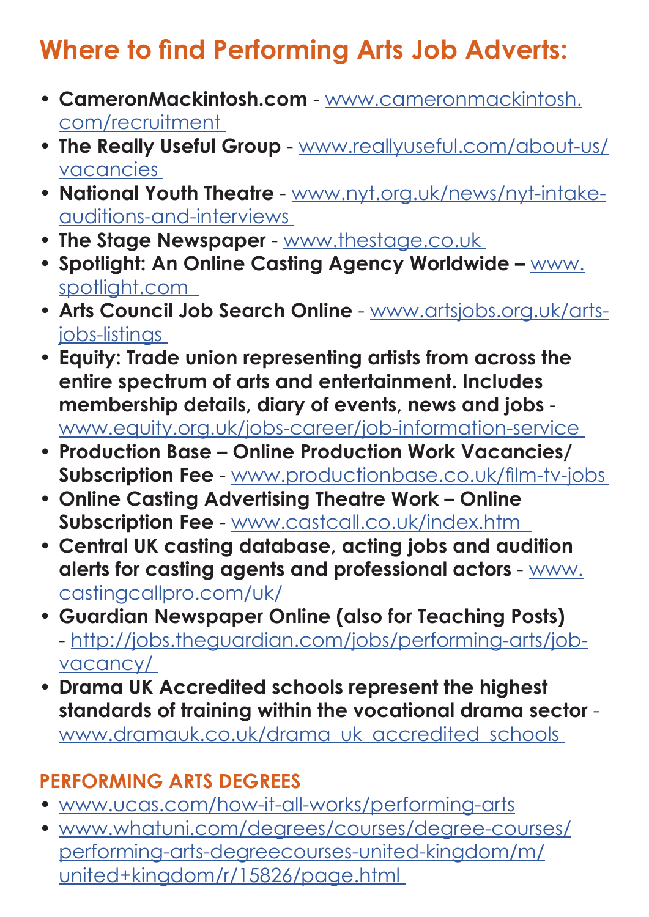# Where to find Performing Arts Job Adverts:

- **CameronMackintosh.com** - www.cameronmackintosh.com/recruitment
- **The Really Useful Group** - www.reallyuseful.com/about-us/vacancies
- **National Youth Theatre** - www.nyt.org.uk/news/nyt-intake-auditions-and-interviews
- **The Stage Newspaper** - www.thestage.co.uk
- **Spotlight: An Online Casting Agency Worldwide –** www.spotlight.com
- **Arts Council Job Search Online** - www.artsjobs.org.uk/arts-jobs-listings
- **Equity: Trade union representing artists from across the entire spectrum of arts and entertainment. Includes membership details, diary of events, news and jobs** - www.equity.org.uk/jobs-career/job-information-service
- **Production Base – Online Production Work Vacancies/ Subscription Fee** - www.productionbase.co.uk/film-tv-jobs
- **Online Casting Advertising Theatre Work – Online Subscription Fee** - www.castcall.co.uk/index.htm
- **Central UK casting database, acting jobs and audition alerts for casting agents and professional actors** - www.castingcallpro.com/uk/
- **Guardian Newspaper Online (also for Teaching Posts)** - http://jobs.theguardian.com/jobs/performing-arts/job-vacancy/
- **Drama UK Accredited schools represent the highest standards of training within the vocational drama sector** - www.dramauk.co.uk/drama_uk_accredited_schools

## PERFORMING ARTS DEGREES

- www.ucas.com/how-it-all-works/performing-arts
- www.whatuni.com/degrees/courses/degree-courses/performing-arts-degreecourses-united-kingdom/m/united+kingdom/r/15826/page.html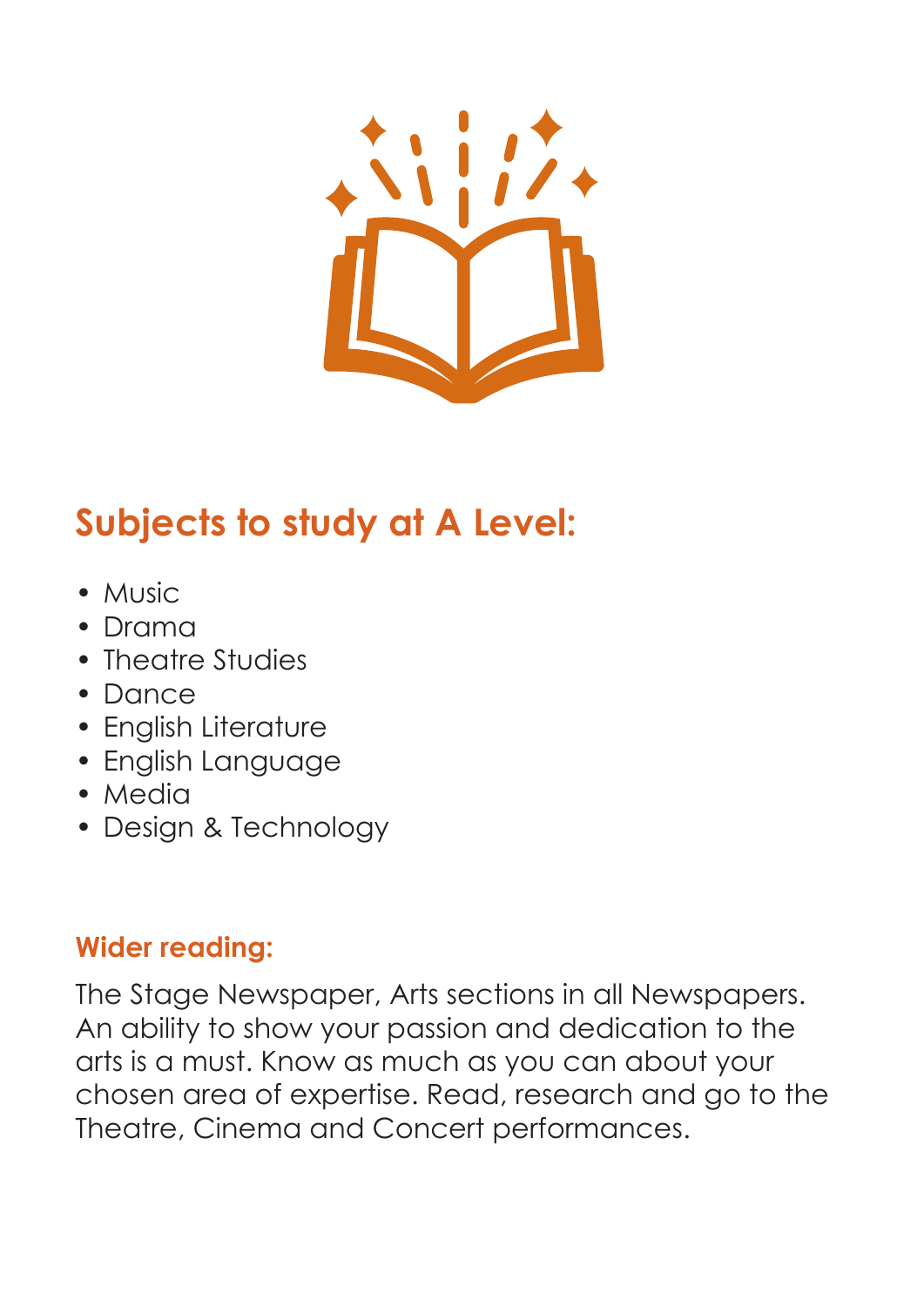## Subjects to study at A Level:

- Music
- Drama
- Theatre Studies
- Dance
- English Literature
- English Language
- Media
- Design & Technology

### Wider reading:

The Stage Newspaper, Arts sections in all Newspapers. An ability to show your passion and dedication to the arts is a must. Know as much as you can about your chosen area of expertise. Read, research and go to the Theatre, Cinema and Concert performances.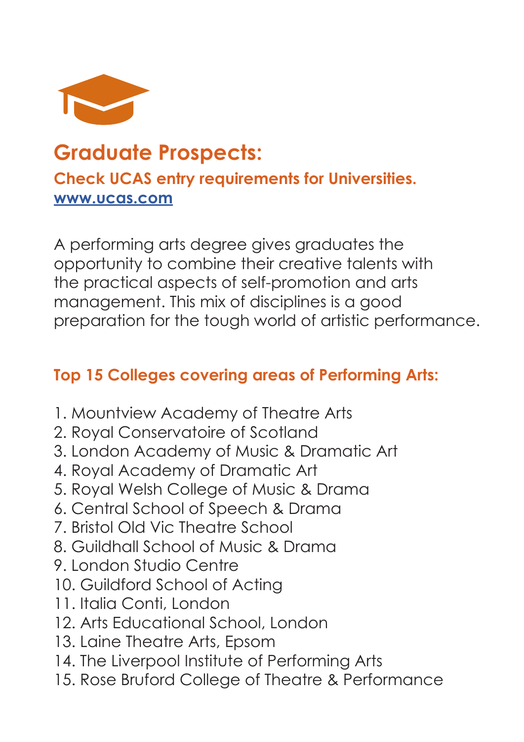## Graduate Prospects:

**Check UCAS entry requirements for Universities.**
**[www.ucas.com](http://www.ucas.com)**

A performing arts degree gives graduates the opportunity to combine their creative talents with the practical aspects of self-promotion and arts management. This mix of disciplines is a good preparation for the tough world of artistic performance.

### Top 15 Colleges covering areas of Performing Arts:

1. Mountview Academy of Theatre Arts
2. Royal Conservatoire of Scotland
3. London Academy of Music & Dramatic Art
4. Royal Academy of Dramatic Art
5. Royal Welsh College of Music & Drama
6. Central School of Speech & Drama
7. Bristol Old Vic Theatre School
8. Guildhall School of Music & Drama
9. London Studio Centre
10. Guildford School of Acting
11. Italia Conti, London
12. Arts Educational School, London
13. Laine Theatre Arts, Epsom
14. The Liverpool Institute of Performing Arts
15. Rose Bruford College of Theatre & Performance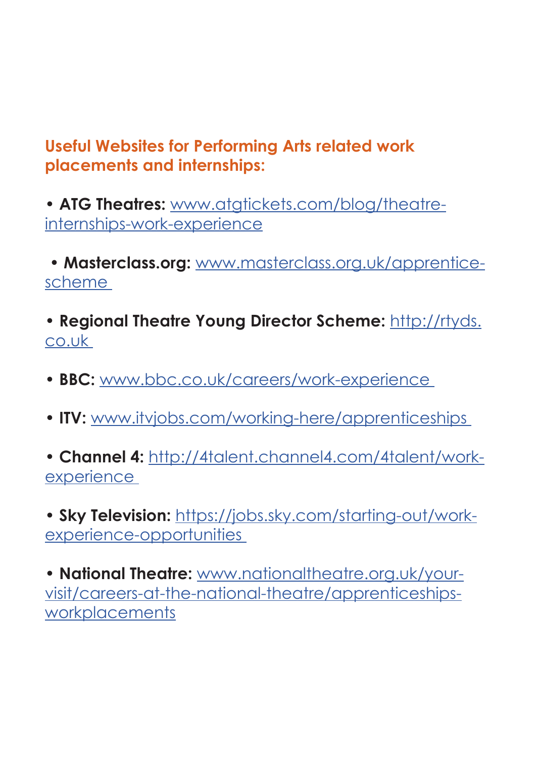## Useful Websites for Performing Arts related work placements and internships:

- **ATG Theatres:** www.atgtickets.com/blog/theatre-internships-work-experience
- **Masterclass.org:** www.masterclass.org.uk/apprentice-scheme
- **Regional Theatre Young Director Scheme:** http://rtyds.co.uk
- **BBC:** www.bbc.co.uk/careers/work-experience
- **ITV:** www.itvjobs.com/working-here/apprenticeships
- **Channel 4:** http://4talent.channel4.com/4talent/work-experience
- **Sky Television:** https://jobs.sky.com/starting-out/work-experience-opportunities
- **National Theatre:** www.nationaltheatre.org.uk/your-visit/careers-at-the-national-theatre/apprenticeships-workplacements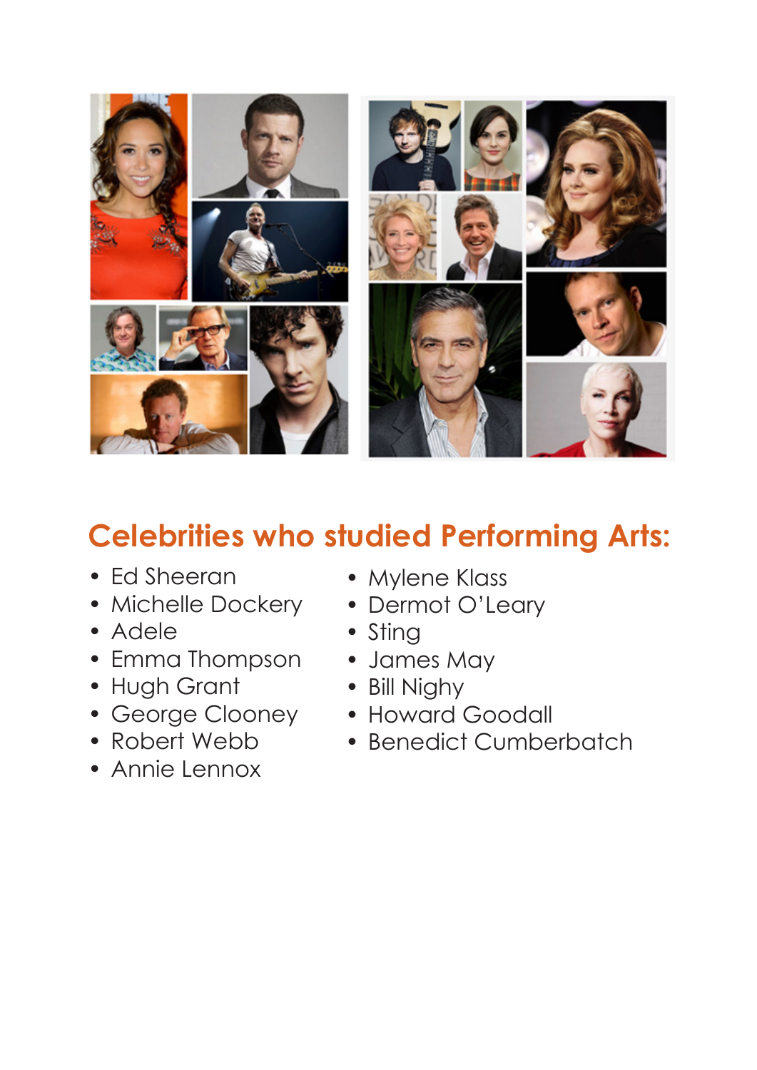## Celebrities who studied Performing Arts:

- Ed Sheeran
- Michelle Dockery
- Adele
- Emma Thompson
- Hugh Grant
- George Clooney
- Robert Webb
- Annie Lennox
- Mylene Klass
- Dermot O'Leary
- Sting
- James May
- Bill Nighy
- Howard Goodall
- Benedict Cumberbatch